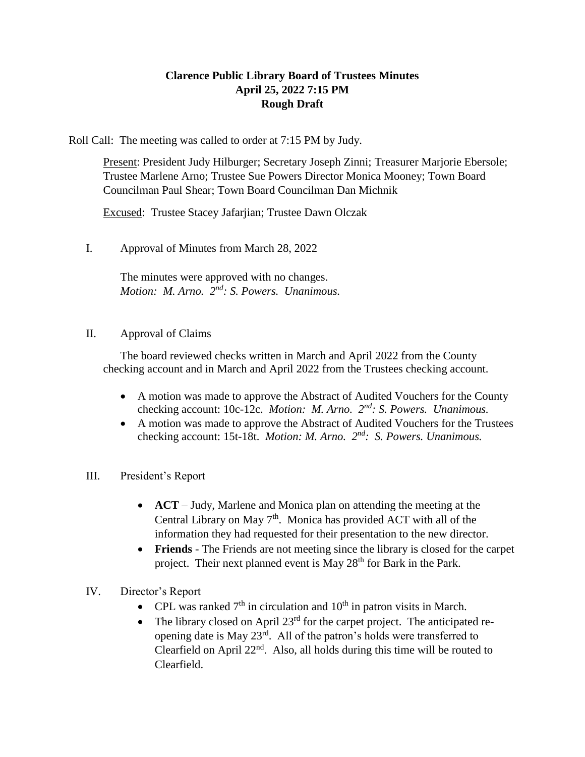# Clarence Public Library Board of Trustees Minutes
## April 25, 2022 7:15 PM
## Rough Draft

Roll Call: The meeting was called to order at 7:15 PM by Judy.

Present: President Judy Hilburger; Secretary Joseph Zinni; Treasurer Marjorie Ebersole; Trustee Marlene Arno; Trustee Sue Powers Director Monica Mooney; Town Board Councilman Paul Shear; Town Board Councilman Dan Michnik

Excused: Trustee Stacey Jafarjian; Trustee Dawn Olczak

I. Approval of Minutes from March 28, 2022

The minutes were approved with no changes.
*Motion: M. Arno. 2nd: S. Powers. Unanimous.*

II. Approval of Claims

The board reviewed checks written in March and April 2022 from the County checking account and in March and April 2022 from the Trustees checking account.

- A motion was made to approve the Abstract of Audited Vouchers for the County checking account: 10c-12c. *Motion: M. Arno. 2nd: S. Powers. Unanimous.*
- A motion was made to approve the Abstract of Audited Vouchers for the Trustees checking account: 15t-18t. *Motion: M. Arno. 2nd: S. Powers. Unanimous.*

III. President's Report

- **ACT** – Judy, Marlene and Monica plan on attending the meeting at the Central Library on May 7th. Monica has provided ACT with all of the information they had requested for their presentation to the new director.
- **Friends** - The Friends are not meeting since the library is closed for the carpet project. Their next planned event is May 28th for Bark in the Park.

IV. Director's Report

- CPL was ranked 7th in circulation and 10th in patron visits in March.
- The library closed on April 23rd for the carpet project. The anticipated re-opening date is May 23rd. All of the patron's holds were transferred to Clearfield on April 22nd. Also, all holds during this time will be routed to Clearfield.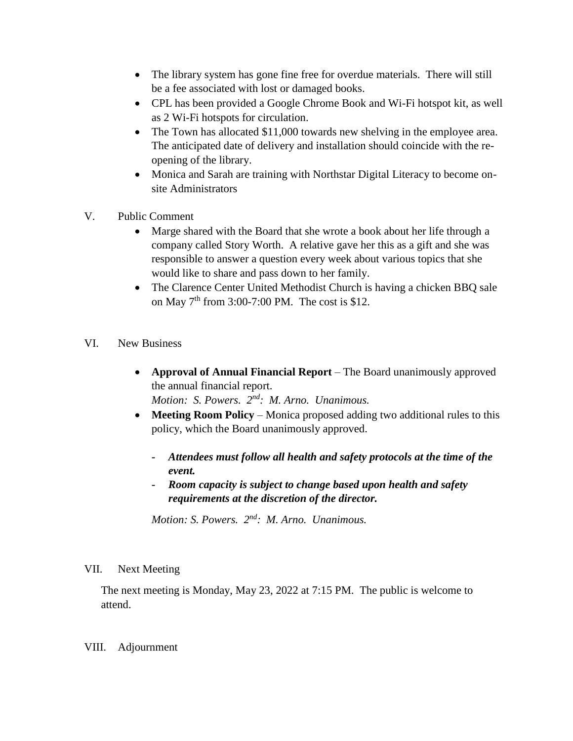- The library system has gone fine free for overdue materials. There will still be a fee associated with lost or damaged books.
- CPL has been provided a Google Chrome Book and Wi-Fi hotspot kit, as well as 2 Wi-Fi hotspots for circulation.
- The Town has allocated $11,000 towards new shelving in the employee area. The anticipated date of delivery and installation should coincide with the re-opening of the library.
- Monica and Sarah are training with Northstar Digital Literacy to become on-site Administrators

V. Public Comment

- Marge shared with the Board that she wrote a book about her life through a company called Story Worth. A relative gave her this as a gift and she was responsible to answer a question every week about various topics that she would like to share and pass down to her family.
- The Clarence Center United Methodist Church is having a chicken BBQ sale on May 7th from 3:00-7:00 PM. The cost is $12.

VI. New Business

- **Approval of Annual Financial Report** – The Board unanimously approved the annual financial report.
  *Motion: S. Powers. 2nd: M. Arno. Unanimous.*
- **Meeting Room Policy** – Monica proposed adding two additional rules to this policy, which the Board unanimously approved.

  - ***Attendees must follow all health and safety protocols at the time of the event.***
  - ***Room capacity is subject to change based upon health and safety requirements at the discretion of the director.***

  *Motion: S. Powers. 2nd: M. Arno. Unanimous.*

VII. Next Meeting

The next meeting is Monday, May 23, 2022 at 7:15 PM. The public is welcome to attend.

VIII. Adjournment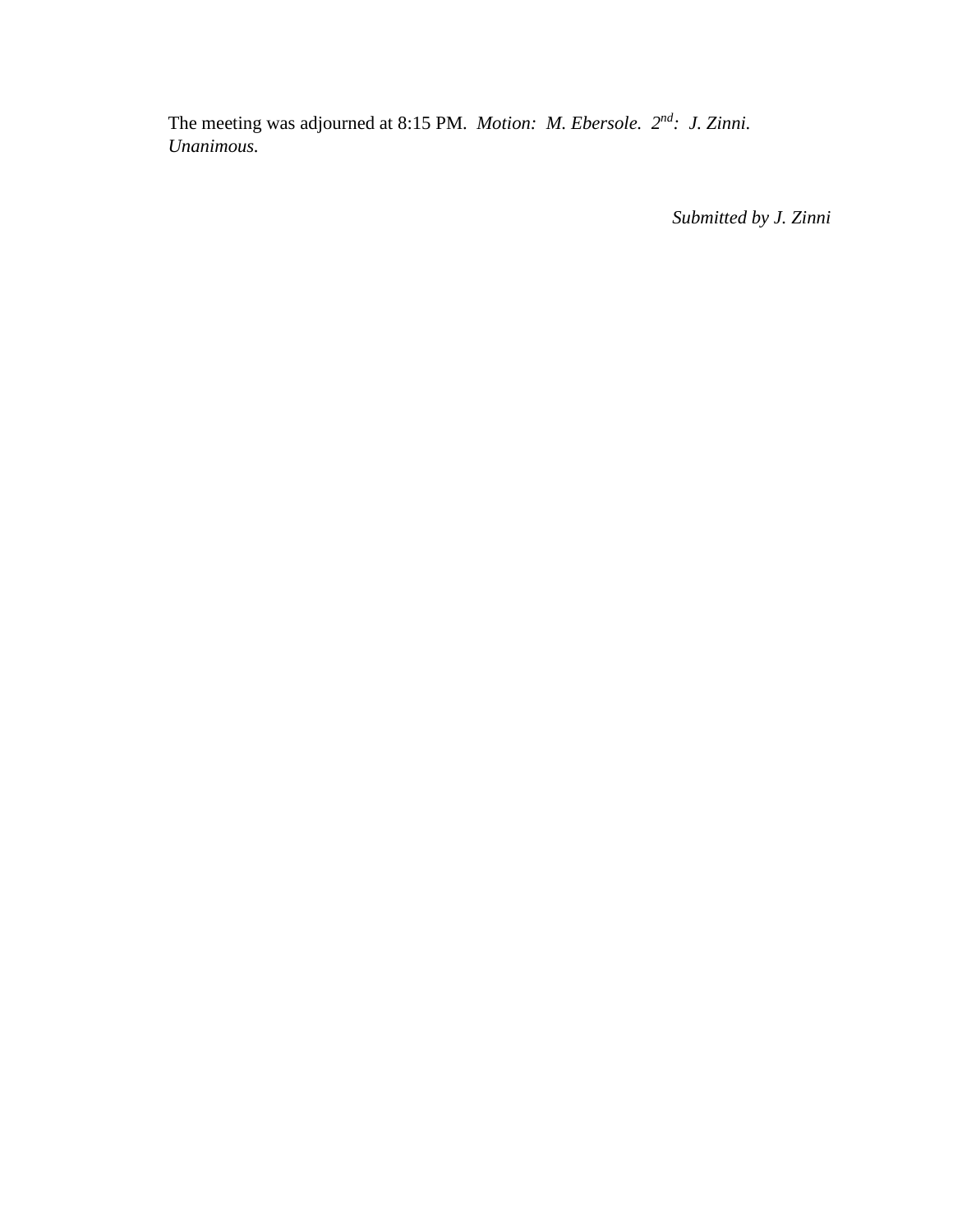The meeting was adjourned at 8:15 PM. *Motion: M. Ebersole. 2nd: J. Zinni. Unanimous.*

*Submitted by J. Zinni*